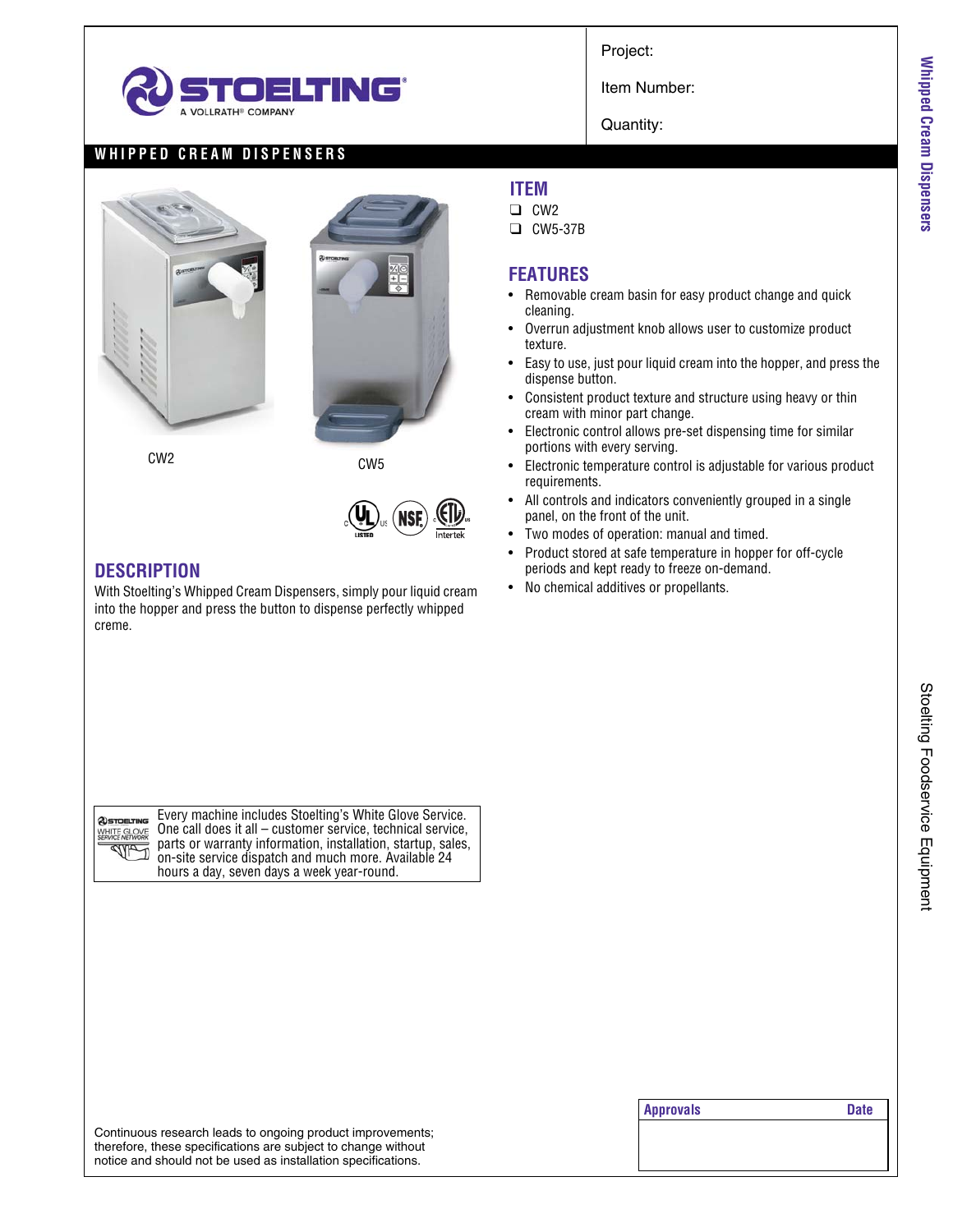STOELTING

A VOLLRATH® COMPANY

Project:

Item Number:

Quantity:

# WHIPPED CREAM DISPENSERS

CW2

CW5

## ITEM

- ❑ CW2
- ❑ CW5-37B

## FEATURES

- Removable cream basin for easy product change and quick cleaning.
- Overrun adjustment knob allows user to customize product texture.
- Easy to use, just pour liquid cream into the hopper, and press the dispense button.
- Consistent product texture and structure using heavy or thin cream with minor part change.
- Electronic control allows pre-set dispensing time for similar portions with every serving.
- Electronic temperature control is adjustable for various product requirements.
- All controls and indicators conveniently grouped in a single panel, on the front of the unit.
- Two modes of operation: manual and timed.
- Product stored at safe temperature in hopper for off-cycle periods and kept ready to freeze on-demand.
- No chemical additives or propellants.

## DESCRIPTION

With Stoelting's Whipped Cream Dispensers, simply pour liquid cream into the hopper and press the button to dispense perfectly whipped creme.

Every machine includes Stoelting's White Glove Service. One call does it all – customer service, technical service, parts or warranty information, installation, startup, sales, on-site service dispatch and much more. Available 24 hours a day, seven days a week year-round.

Continuous research leads to ongoing product improvements; therefore, these specifications are subject to change without notice and should not be used as installation specifications.

| Approvals | Date |
|---|---|
| | |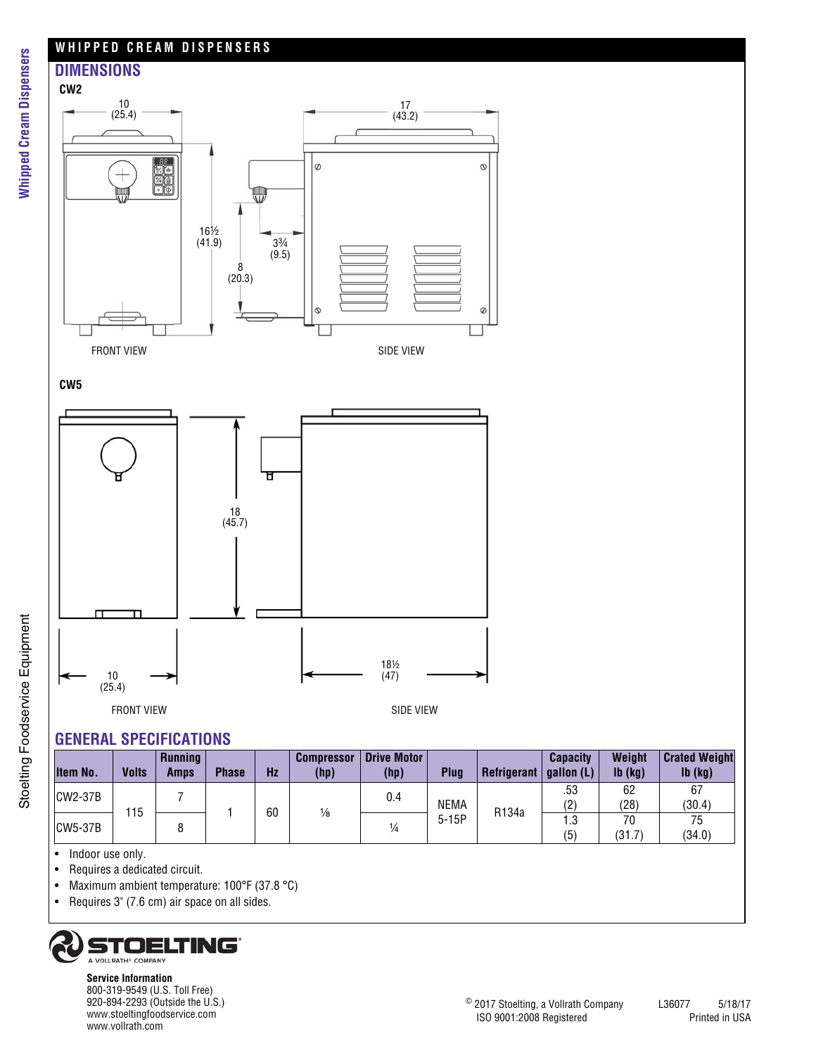# WHIPPED CREAM DISPENSERS

## DIMENSIONS

### CW2

10
(25.4)

17
(43.2)

16½
(41.9)

3¾
(9.5)

8
(20.3)

FRONT VIEW

SIDE VIEW

### CW5

18
(45.7)

10
(25.4)

18½
(47)

FRONT VIEW

SIDE VIEW

## GENERAL SPECIFICATIONS

| Item No. | Volts | Running Amps | Phase | Hz | Compressor (hp) | Drive Motor (hp) | Plug | Refrigerant | Capacity gallon (L) | Weight lb (kg) | Crated Weight lb (kg) |
|---|---|---|---|---|---|---|---|---|---|---|---|
| CW2-37B | 115 | 7 | 1 | 60 | ⅛ | 0.4 | NEMA 5-15P | R134a | .53 (2) | 62 (28) | 67 (30.4) |
| CW5-37B | | 8 | | | | ¼ | | | 1.3 (5) | 70 (31.7) | 75 (34.0) |

- Indoor use only.
- Requires a dedicated circuit.
- Maximum ambient temperature: 100°F (37.8 °C)
- Requires 3" (7.6 cm) air space on all sides.

STOELTING
A VOLLRATH® COMPANY

**Service Information**
800-319-9549 (U.S. Toll Free)
920-894-2293 (Outside the U.S.)
www.stoeltingfoodservice.com
www.vollrath.com

© 2017 Stoelting, a Vollrath Company
ISO 9001:2008 Registered

L36077 5/18/17
Printed in USA